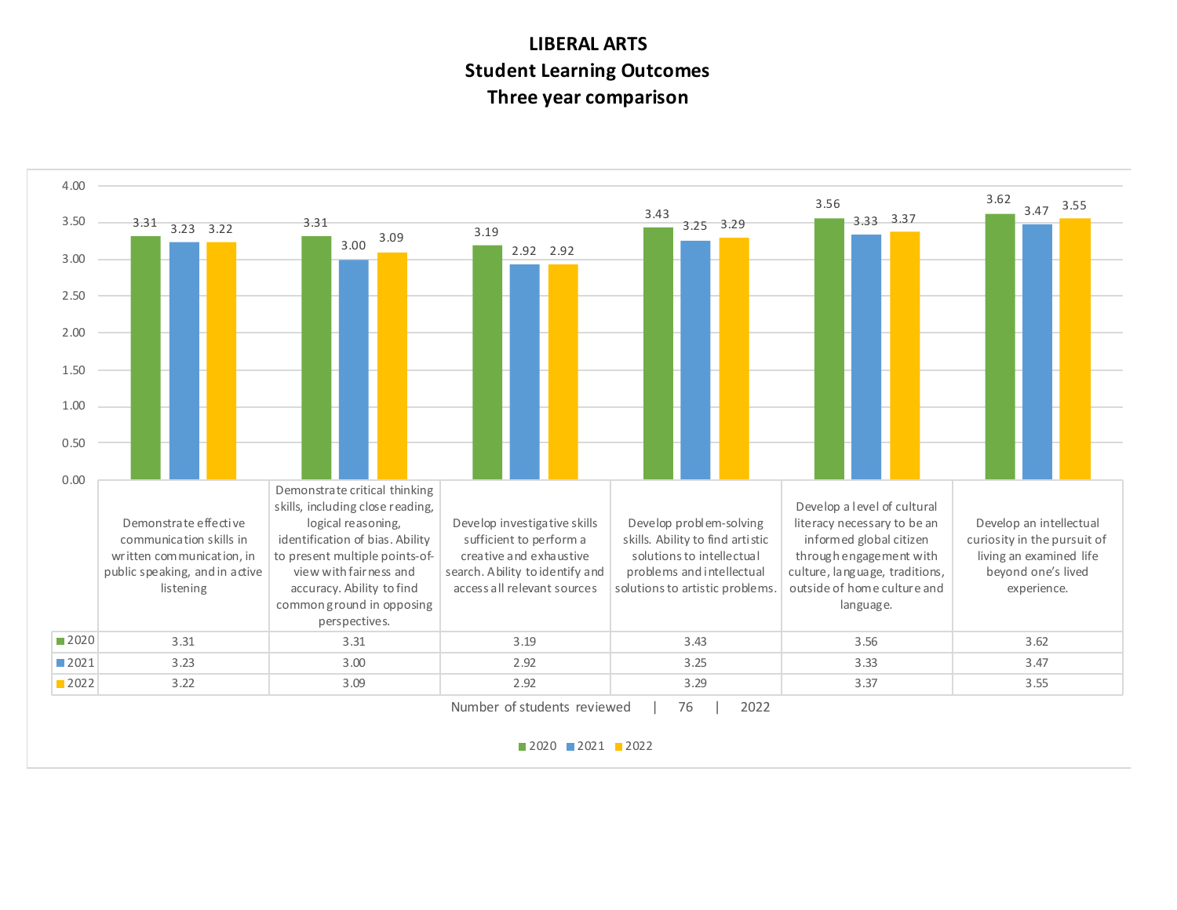# LIBERAL ARTS
## Student Learning Outcomes
## Three year comparison

| | Demonstrate effective communication skills in written communication, in public speaking, and in active listening | Demonstrate critical thinking skills, including close reading, logical reasoning, identification of bias. Ability to present multiple points-of-view with fairness and accuracy. Ability to find common ground in opposing perspectives. | Develop investigative skills sufficient to perform a creative and exhaustive search. Ability to identify and access all relevant sources | Develop problem-solving skills. Ability to find artistic solutions to intellectual problems and intellectual solutions to artistic problems. | Develop a level of cultural literacy necessary to be an informed global citizen through engagement with culture, language, traditions, outside of home culture and language. | Develop an intellectual curiosity in the pursuit of living an examined life beyond one's lived experience. |
|---|---|---|---|---|---|---|
| 2020 | 3.31 | 3.31 | 3.19 | 3.43 | 3.56 | 3.62 |
| 2021 | 3.23 | 3.00 | 2.92 | 3.25 | 3.33 | 3.47 |
| 2022 | 3.22 | 3.09 | 2.92 | 3.29 | 3.37 | 3.55 |

Number of students reviewed | 76 | 2022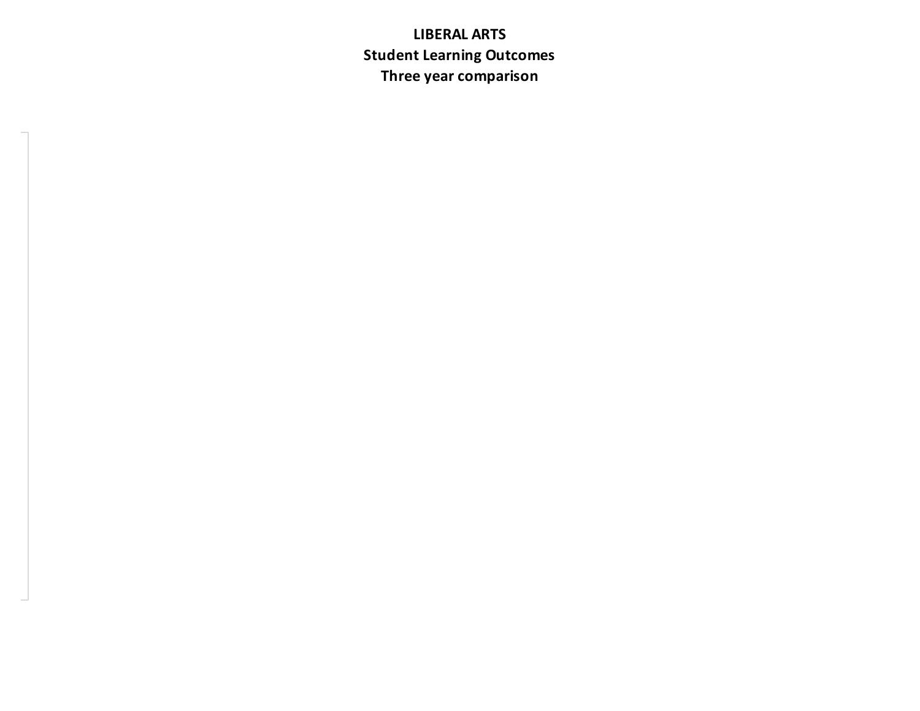**LIBERAL ARTS**
**Student Learning Outcomes**
**Three year comparison**